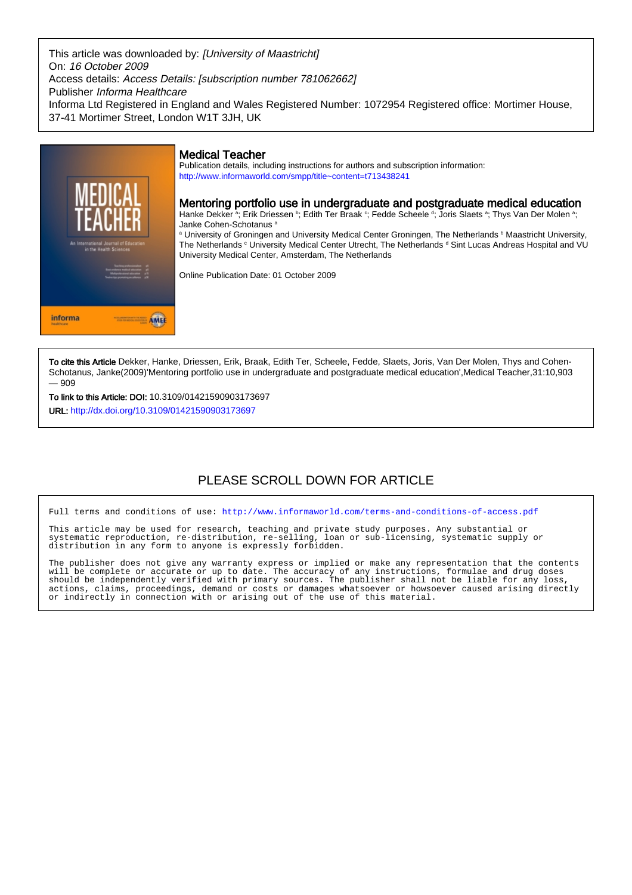This article was downloaded by: *[University of Maastricht]*
On: *16 October 2009*
Access details: *Access Details: [subscription number 781062662]*
Publisher *Informa Healthcare*
Informa Ltd Registered in England and Wales Registered Number: 1072954 Registered office: Mortimer House, 37-41 Mortimer Street, London W1T 3JH, UK

# Medical Teacher

Publication details, including instructions for authors and subscription information:
http://www.informaworld.com/smpp/title~content=t713438241

## Mentoring portfolio use in undergraduate and postgraduate medical education

Hanke Dekker [a]; Erik Driessen [b]; Edith Ter Braak [c]; Fedde Scheele [d]; Joris Slaets [a]; Thys Van Der Molen [a]; Janke Cohen-Schotanus [a]

[a] University of Groningen and University Medical Center Groningen, The Netherlands [b] Maastricht University, The Netherlands [c] University Medical Center Utrecht, The Netherlands [d] Sint Lucas Andreas Hospital and VU University Medical Center, Amsterdam, The Netherlands

Online Publication Date: 01 October 2009

**To cite this Article** Dekker, Hanke, Driessen, Erik, Braak, Edith Ter, Scheele, Fedde, Slaets, Joris, Van Der Molen, Thys and Cohen-Schotanus, Janke(2009)'Mentoring portfolio use in undergraduate and postgraduate medical education',Medical Teacher,31:10,903 — 909

**To link to this Article: DOI:** 10.3109/01421590903173697

**URL:** http://dx.doi.org/10.3109/01421590903173697

PLEASE SCROLL DOWN FOR ARTICLE

Full terms and conditions of use: http://www.informaworld.com/terms-and-conditions-of-access.pdf

This article may be used for research, teaching and private study purposes. Any substantial or systematic reproduction, re-distribution, re-selling, loan or sub-licensing, systematic supply or distribution in any form to anyone is expressly forbidden.

The publisher does not give any warranty express or implied or make any representation that the contents will be complete or accurate or up to date. The accuracy of any instructions, formulae and drug doses should be independently verified with primary sources. The publisher shall not be liable for any loss, actions, claims, proceedings, demand or costs or damages whatsoever or howsoever caused arising directly or indirectly in connection with or arising out of the use of this material.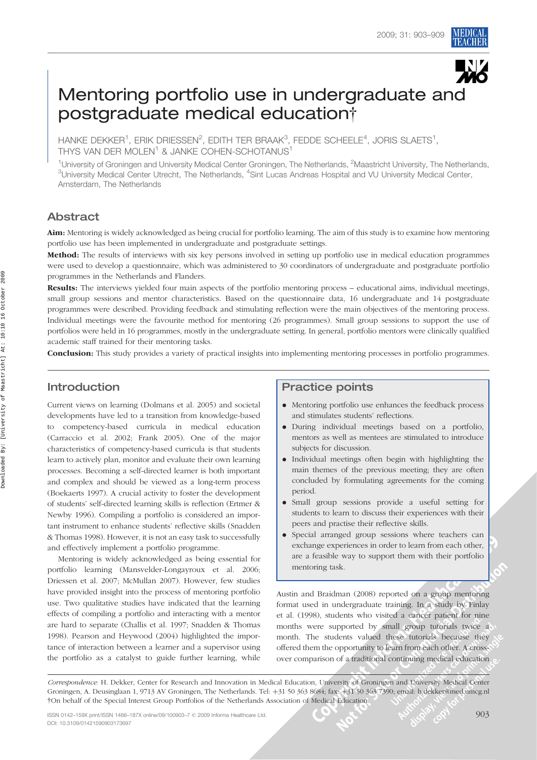# Mentoring portfolio use in undergraduate and postgraduate medical education†

HANKE DEKKER[1], ERIK DRIESSEN[2], EDITH TER BRAAK[3], FEDDE SCHEELE[4], JORIS SLAETS[1], THYS VAN DER MOLEN[1] & JANKE COHEN-SCHOTANUS[1]

[1]University of Groningen and University Medical Center Groningen, The Netherlands, [2]Maastricht University, The Netherlands, [3]University Medical Center Utrecht, The Netherlands, [4]Sint Lucas Andreas Hospital and VU University Medical Center, Amsterdam, The Netherlands

## Abstract

**Aim:** Mentoring is widely acknowledged as being crucial for portfolio learning. The aim of this study is to examine how mentoring portfolio use has been implemented in undergraduate and postgraduate settings.

**Method:** The results of interviews with six key persons involved in setting up portfolio use in medical education programmes were used to develop a questionnaire, which was administered to 30 coordinators of undergraduate and postgraduate portfolio programmes in the Netherlands and Flanders.

**Results:** The interviews yielded four main aspects of the portfolio mentoring process – educational aims, individual meetings, small group sessions and mentor characteristics. Based on the questionnaire data, 16 undergraduate and 14 postgraduate programmes were described. Providing feedback and stimulating reflection were the main objectives of the mentoring process. Individual meetings were the favourite method for mentoring (26 programmes). Small group sessions to support the use of portfolios were held in 16 programmes, mostly in the undergraduate setting. In general, portfolio mentors were clinically qualified academic staff trained for their mentoring tasks.

**Conclusion:** This study provides a variety of practical insights into implementing mentoring processes in portfolio programmes.

## Introduction

Current views on learning (Dolmans et al. 2005) and societal developments have led to a transition from knowledge-based to competency-based curricula in medical education (Carraccio et al. 2002; Frank 2005). One of the major characteristics of competency-based curricula is that students learn to actively plan, monitor and evaluate their own learning processes. Becoming a self-directed learner is both important and complex and should be viewed as a long-term process (Boekaerts 1997). A crucial activity to foster the development of students' self-directed learning skills is reflection (Ertmer & Newby 1996). Compiling a portfolio is considered an important instrument to enhance students' reflective skills (Snadden & Thomas 1998). However, it is not an easy task to successfully and effectively implement a portfolio programme.

Mentoring is widely acknowledged as being essential for portfolio learning (Mansvelder-Longayroux et al. 2006; Driessen et al. 2007; McMullan 2007). However, few studies have provided insight into the process of mentoring portfolio use. Two qualitative studies have indicated that the learning effects of compiling a portfolio and interacting with a mentor are hard to separate (Challis et al. 1997; Snadden & Thomas 1998). Pearson and Heywood (2004) highlighted the importance of interaction between a learner and a supervisor using the portfolio as a catalyst to guide further learning, while Austin and Braidman (2008) reported on a group mentoring format used in undergraduate training. In a study by Finlay et al. (1998), students who visited a cancer patient for nine months were supported by small group tutorials twice a month. The students valued these tutorials because they offered them the opportunity to learn from each other. A cross-over comparison of a traditional continuing medical education

## Practice points

- Mentoring portfolio use enhances the feedback process and stimulates students' reflections.
- During individual meetings based on a portfolio, mentors as well as mentees are stimulated to introduce subjects for discussion.
- Individual meetings often begin with highlighting the main themes of the previous meeting; they are often concluded by formulating agreements for the coming period.
- Small group sessions provide a useful setting for students to learn to discuss their experiences with their peers and practise their reflective skills.
- Special arranged group sessions where teachers can exchange experiences in order to learn from each other, are a feasible way to support them with their portfolio mentoring task.

*Correspondence:* H. Dekker, Center for Research and Innovation in Medical Education, University of Groningen and University Medical Center Groningen, A. Deusinglaan 1, 9713 AV Groningen, The Netherlands. Tel: +31 50 363 8684; fax: +31 50 363 7390; email: h.dekker@med.umcg.nl

†On behalf of the Special Interest Group Portfolios of the Netherlands Association of Medical Education.

ISSN 0142–159X print/ISSN 1466–187X online/09/100903–7 © 2009 Informa Healthcare Ltd.
DOI: 10.3109/01421590903173697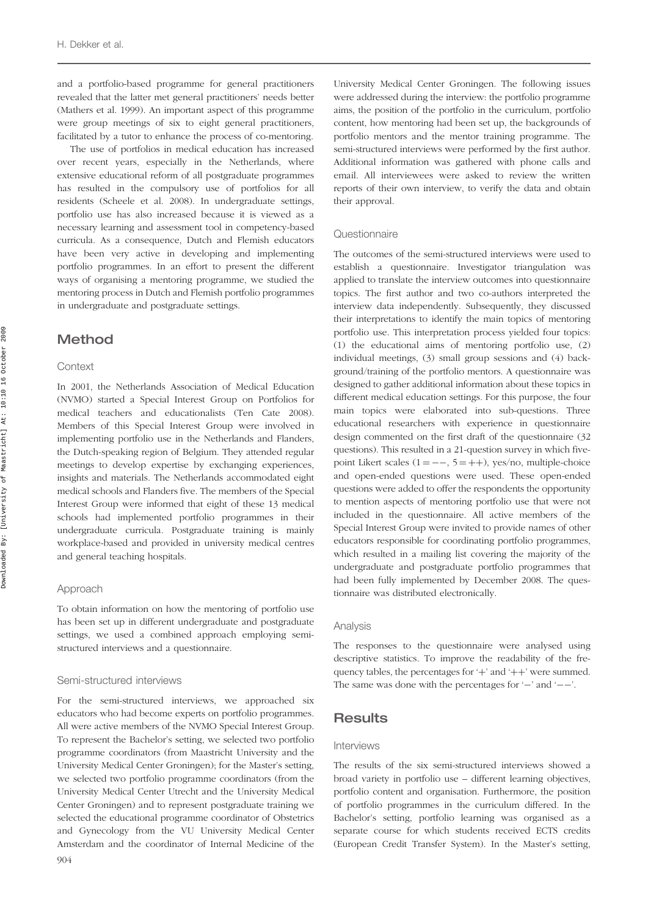and a portfolio-based programme for general practitioners revealed that the latter met general practitioners' needs better (Mathers et al. 1999). An important aspect of this programme were group meetings of six to eight general practitioners, facilitated by a tutor to enhance the process of co-mentoring.

The use of portfolios in medical education has increased over recent years, especially in the Netherlands, where extensive educational reform of all postgraduate programmes has resulted in the compulsory use of portfolios for all residents (Scheele et al. 2008). In undergraduate settings, portfolio use has also increased because it is viewed as a necessary learning and assessment tool in competency-based curricula. As a consequence, Dutch and Flemish educators have been very active in developing and implementing portfolio programmes. In an effort to present the different ways of organising a mentoring programme, we studied the mentoring process in Dutch and Flemish portfolio programmes in undergraduate and postgraduate settings.

## Method

### Context

In 2001, the Netherlands Association of Medical Education (NVMO) started a Special Interest Group on Portfolios for medical teachers and educationalists (Ten Cate 2008). Members of this Special Interest Group were involved in implementing portfolio use in the Netherlands and Flanders, the Dutch-speaking region of Belgium. They attended regular meetings to develop expertise by exchanging experiences, insights and materials. The Netherlands accommodated eight medical schools and Flanders five. The members of the Special Interest Group were informed that eight of these 13 medical schools had implemented portfolio programmes in their undergraduate curricula. Postgraduate training is mainly workplace-based and provided in university medical centres and general teaching hospitals.

### Approach

To obtain information on how the mentoring of portfolio use has been set up in different undergraduate and postgraduate settings, we used a combined approach employing semi-structured interviews and a questionnaire.

### Semi-structured interviews

For the semi-structured interviews, we approached six educators who had become experts on portfolio programmes. All were active members of the NVMO Special Interest Group. To represent the Bachelor's setting, we selected two portfolio programme coordinators (from Maastricht University and the University Medical Center Groningen); for the Master's setting, we selected two portfolio programme coordinators (from the University Medical Center Utrecht and the University Medical Center Groningen) and to represent postgraduate training we selected the educational programme coordinator of Obstetrics and Gynecology from the VU University Medical Center Amsterdam and the coordinator of Internal Medicine of the University Medical Center Groningen. The following issues were addressed during the interview: the portfolio programme aims, the position of the portfolio in the curriculum, portfolio content, how mentoring had been set up, the backgrounds of portfolio mentors and the mentor training programme. The semi-structured interviews were performed by the first author. Additional information was gathered with phone calls and email. All interviewees were asked to review the written reports of their own interview, to verify the data and obtain their approval.

### Questionnaire

The outcomes of the semi-structured interviews were used to establish a questionnaire. Investigator triangulation was applied to translate the interview outcomes into questionnaire topics. The first author and two co-authors interpreted the interview data independently. Subsequently, they discussed their interpretations to identify the main topics of mentoring portfolio use. This interpretation process yielded four topics: (1) the educational aims of mentoring portfolio use, (2) individual meetings, (3) small group sessions and (4) background/training of the portfolio mentors. A questionnaire was designed to gather additional information about these topics in different medical education settings. For this purpose, the four main topics were elaborated into sub-questions. Three educational researchers with experience in questionnaire design commented on the first draft of the questionnaire (32 questions). This resulted in a 21-question survey in which five-point Likert scales (1 = −−, 5 = ++), yes/no, multiple-choice and open-ended questions were used. These open-ended questions were added to offer the respondents the opportunity to mention aspects of mentoring portfolio use that were not included in the questionnaire. All active members of the Special Interest Group were invited to provide names of other educators responsible for coordinating portfolio programmes, which resulted in a mailing list covering the majority of the undergraduate and postgraduate portfolio programmes that had been fully implemented by December 2008. The questionnaire was distributed electronically.

### Analysis

The responses to the questionnaire were analysed using descriptive statistics. To improve the readability of the frequency tables, the percentages for '+' and '++' were summed. The same was done with the percentages for '−' and '−−'.

## Results

### Interviews

The results of the six semi-structured interviews showed a broad variety in portfolio use – different learning objectives, portfolio content and organisation. Furthermore, the position of portfolio programmes in the curriculum differed. In the Bachelor's setting, portfolio learning was organised as a separate course for which students received ECTS credits (European Credit Transfer System). In the Master's setting,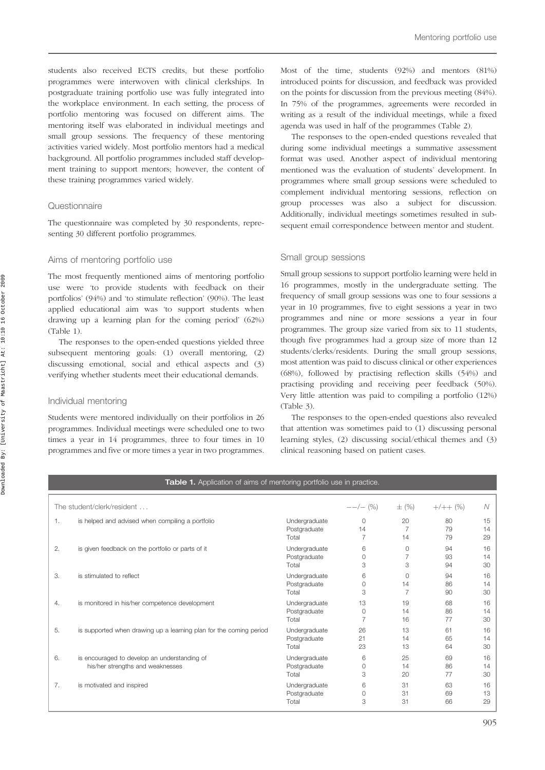students also received ECTS credits, but these portfolio programmes were interwoven with clinical clerkships. In postgraduate training portfolio use was fully integrated into the workplace environment. In each setting, the process of portfolio mentoring was focused on different aims. The mentoring itself was elaborated in individual meetings and small group sessions. The frequency of these mentoring activities varied widely. Most portfolio mentors had a medical background. All portfolio programmes included staff development training to support mentors; however, the content of these training programmes varied widely.

### Questionnaire

The questionnaire was completed by 30 respondents, representing 30 different portfolio programmes.

### Aims of mentoring portfolio use

The most frequently mentioned aims of mentoring portfolio use were 'to provide students with feedback on their portfolios' (94%) and 'to stimulate reflection' (90%). The least applied educational aim was 'to support students when drawing up a learning plan for the coming period' (62%) (Table 1).

The responses to the open-ended questions yielded three subsequent mentoring goals: (1) overall mentoring, (2) discussing emotional, social and ethical aspects and (3) verifying whether students meet their educational demands.

### Individual mentoring

Students were mentored individually on their portfolios in 26 programmes. Individual meetings were scheduled one to two times a year in 14 programmes, three to four times in 10 programmes and five or more times a year in two programmes. Most of the time, students (92%) and mentors (81%) introduced points for discussion, and feedback was provided on the points for discussion from the previous meeting (84%). In 75% of the programmes, agreements were recorded in writing as a result of the individual meetings, while a fixed agenda was used in half of the programmes (Table 2).

The responses to the open-ended questions revealed that during some individual meetings a summative assessment format was used. Another aspect of individual mentoring mentioned was the evaluation of students' development. In programmes where small group sessions were scheduled to complement individual mentoring sessions, reflection on group processes was also a subject for discussion. Additionally, individual meetings sometimes resulted in subsequent email correspondence between mentor and student.

### Small group sessions

Small group sessions to support portfolio learning were held in 16 programmes, mostly in the undergraduate setting. The frequency of small group sessions was one to four sessions a year in 10 programmes, five to eight sessions a year in two programmes and nine or more sessions a year in four programmes. The group size varied from six to 11 students, though five programmes had a group size of more than 12 students/clerks/residents. During the small group sessions, most attention was paid to discuss clinical or other experiences (68%), followed by practising reflection skills (54%) and practising providing and receiving peer feedback (50%). Very little attention was paid to compiling a portfolio (12%) (Table 3).

The responses to the open-ended questions also revealed that attention was sometimes paid to (1) discussing personal learning styles, (2) discussing social/ethical themes and (3) clinical reasoning based on patient cases.

**Table 1.** Application of aims of mentoring portfolio use in practice.

| | The student/clerk/resident ... | | −−/− (%) | ± (%) | +/++ (%) | N |
|---|---|---|---|---|---|---|
| 1. | is helped and advised when compiling a portfolio | Undergraduate | 0 | 20 | 80 | 15 |
| | | Postgraduate | 14 | 7 | 79 | 14 |
| | | Total | 7 | 14 | 79 | 29 |
| 2. | is given feedback on the portfolio or parts of it | Undergraduate | 6 | 0 | 94 | 16 |
| | | Postgraduate | 0 | 7 | 93 | 14 |
| | | Total | 3 | 3 | 94 | 30 |
| 3. | is stimulated to reflect | Undergraduate | 6 | 0 | 94 | 16 |
| | | Postgraduate | 0 | 14 | 86 | 14 |
| | | Total | 3 | 7 | 90 | 30 |
| 4. | is monitored in his/her competence development | Undergraduate | 13 | 19 | 68 | 16 |
| | | Postgraduate | 0 | 14 | 86 | 14 |
| | | Total | 7 | 16 | 77 | 30 |
| 5. | is supported when drawing up a learning plan for the coming period | Undergraduate | 26 | 13 | 61 | 16 |
| | | Postgraduate | 21 | 14 | 65 | 14 |
| | | Total | 23 | 13 | 64 | 30 |
| 6. | is encouraged to develop an understanding of his/her strengths and weaknesses | Undergraduate | 6 | 25 | 69 | 16 |
| | | Postgraduate | 0 | 14 | 86 | 14 |
| | | Total | 3 | 20 | 77 | 30 |
| 7. | is motivated and inspired | Undergraduate | 6 | 31 | 63 | 16 |
| | | Postgraduate | 0 | 31 | 69 | 13 |
| | | Total | 3 | 31 | 66 | 29 |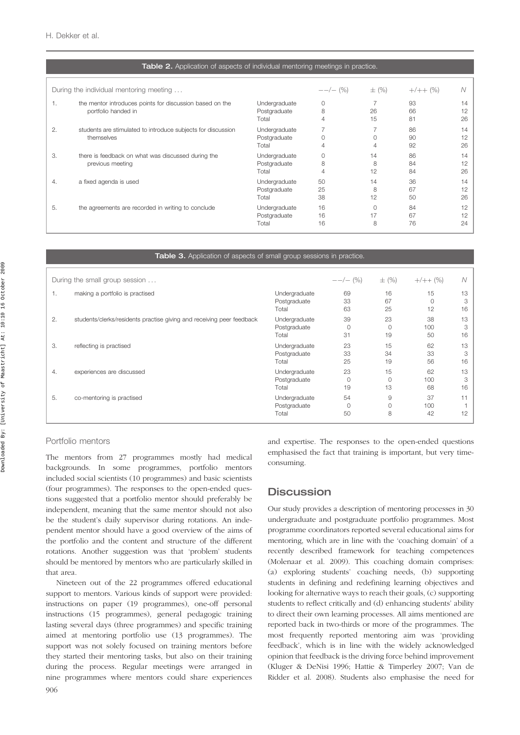**Table 2.** Application of aspects of individual mentoring meetings in practice.

| During the individual mentoring meeting ... | | −−/− (%) | ± (%) | +/++ (%) | N |
|---|---|---|---|---|---|
| 1. the mentor introduces points for discussion based on the portfolio handed in | Undergraduate | 0 | 7 | 93 | 14 |
| | Postgraduate | 8 | 26 | 66 | 12 |
| | Total | 4 | 15 | 81 | 26 |
| 2. students are stimulated to introduce subjects for discussion themselves | Undergraduate | 7 | 7 | 86 | 14 |
| | Postgraduate | 0 | 0 | 90 | 12 |
| | Total | 4 | 4 | 92 | 26 |
| 3. there is feedback on what was discussed during the previous meeting | Undergraduate | 0 | 14 | 86 | 14 |
| | Postgraduate | 8 | 8 | 84 | 12 |
| | Total | 4 | 12 | 84 | 26 |
| 4. a fixed agenda is used | Undergraduate | 50 | 14 | 36 | 14 |
| | Postgraduate | 25 | 8 | 67 | 12 |
| | Total | 38 | 12 | 50 | 26 |
| 5. the agreements are recorded in writing to conclude | Undergraduate | 16 | 0 | 84 | 12 |
| | Postgraduate | 16 | 17 | 67 | 12 |
| | Total | 16 | 8 | 76 | 24 |

**Table 3.** Application of aspects of small group sessions in practice.

| During the small group session ... | | −−/− (%) | ± (%) | +/++ (%) | N |
|---|---|---|---|---|---|
| 1. making a portfolio is practised | Undergraduate | 69 | 16 | 15 | 13 |
| | Postgraduate | 33 | 67 | 0 | 3 |
| | Total | 63 | 25 | 12 | 16 |
| 2. students/clerks/residents practise giving and receiving peer feedback | Undergraduate | 39 | 23 | 38 | 13 |
| | Postgraduate | 0 | 0 | 100 | 3 |
| | Total | 31 | 19 | 50 | 16 |
| 3. reflecting is practised | Undergraduate | 23 | 15 | 62 | 13 |
| | Postgraduate | 33 | 34 | 33 | 3 |
| | Total | 25 | 19 | 56 | 16 |
| 4. experiences are discussed | Undergraduate | 23 | 15 | 62 | 13 |
| | Postgraduate | 0 | 0 | 100 | 3 |
| | Total | 19 | 13 | 68 | 16 |
| 5. co-mentoring is practised | Undergraduate | 54 | 9 | 37 | 11 |
| | Postgraduate | 0 | 0 | 100 | 1 |
| | Total | 50 | 8 | 42 | 12 |

### Portfolio mentors

The mentors from 27 programmes mostly had medical backgrounds. In some programmes, portfolio mentors included social scientists (10 programmes) and basic scientists (four programmes). The responses to the open-ended questions suggested that a portfolio mentor should preferably be independent, meaning that the same mentor should not also be the student's daily supervisor during rotations. An independent mentor should have a good overview of the aims of the portfolio and the content and structure of the different rotations. Another suggestion was that 'problem' students should be mentored by mentors who are particularly skilled in that area.

Nineteen out of the 22 programmes offered educational support to mentors. Various kinds of support were provided: instructions on paper (19 programmes), one-off personal instructions (15 programmes), general pedagogic training lasting several days (three programmes) and specific training aimed at mentoring portfolio use (13 programmes). The support was not solely focused on training mentors before they started their mentoring tasks, but also on their training during the process. Regular meetings were arranged in nine programmes where mentors could share experiences and expertise. The responses to the open-ended questions emphasised the fact that training is important, but very time-consuming.

## Discussion

Our study provides a description of mentoring processes in 30 undergraduate and postgraduate portfolio programmes. Most programme coordinators reported several educational aims for mentoring, which are in line with the 'coaching domain' of a recently described framework for teaching competences (Molenaar et al. 2009). This coaching domain comprises: (a) exploring students' coaching needs, (b) supporting students in defining and redefining learning objectives and looking for alternative ways to reach their goals, (c) supporting students to reflect critically and (d) enhancing students' ability to direct their own learning processes. All aims mentioned are reported back in two-thirds or more of the programmes. The most frequently reported mentoring aim was 'providing feedback', which is in line with the widely acknowledged opinion that feedback is the driving force behind improvement (Kluger & DeNisi 1996; Hattie & Timperley 2007; Van de Ridder et al. 2008). Students also emphasise the need for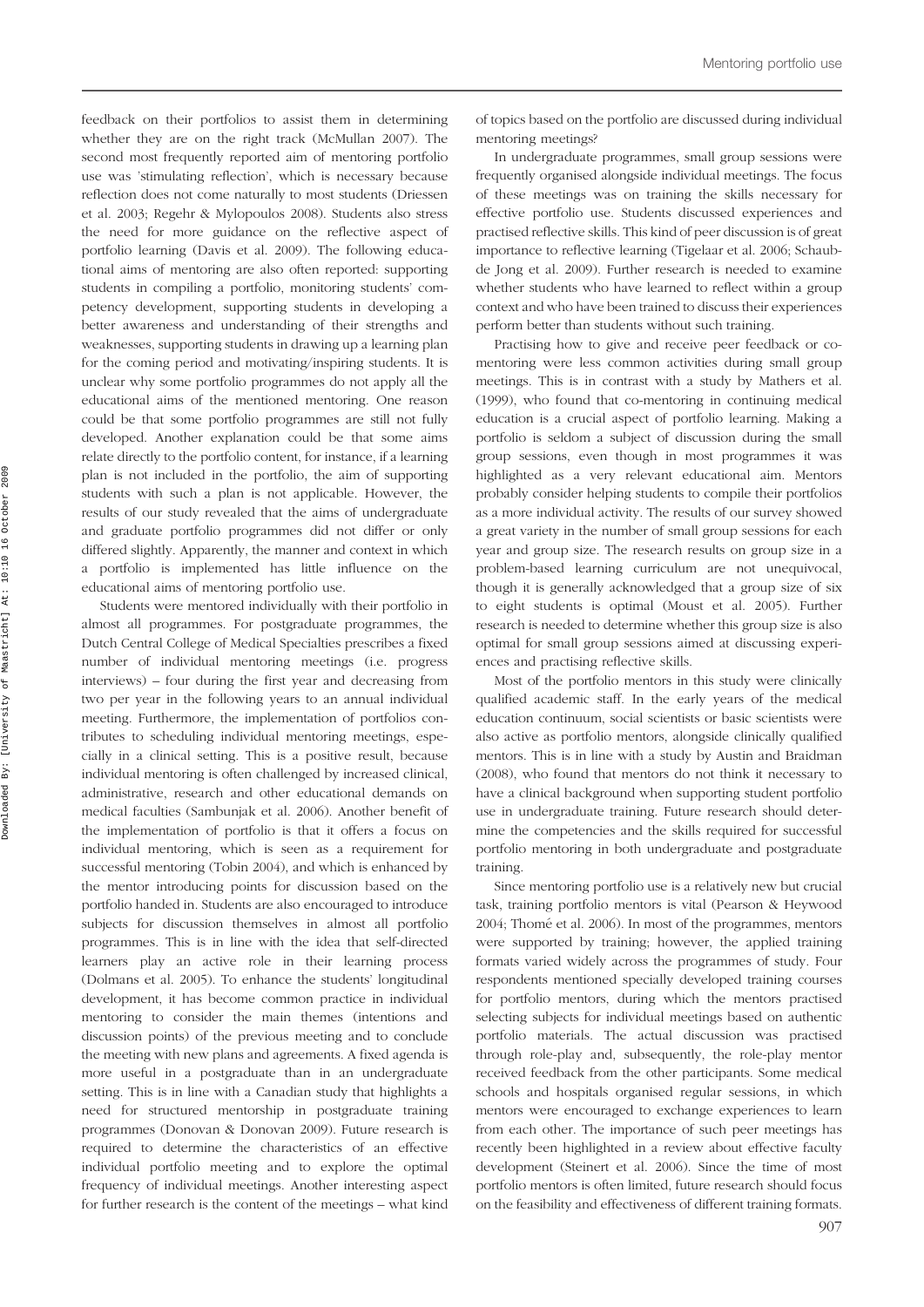feedback on their portfolios to assist them in determining whether they are on the right track (McMullan 2007). The second most frequently reported aim of mentoring portfolio use was 'stimulating reflection', which is necessary because reflection does not come naturally to most students (Driessen et al. 2003; Regehr & Mylopoulos 2008). Students also stress the need for more guidance on the reflective aspect of portfolio learning (Davis et al. 2009). The following educational aims of mentoring are also often reported: supporting students in compiling a portfolio, monitoring students' competency development, supporting students in developing a better awareness and understanding of their strengths and weaknesses, supporting students in drawing up a learning plan for the coming period and motivating/inspiring students. It is unclear why some portfolio programmes do not apply all the educational aims of the mentioned mentoring. One reason could be that some portfolio programmes are still not fully developed. Another explanation could be that some aims relate directly to the portfolio content, for instance, if a learning plan is not included in the portfolio, the aim of supporting students with such a plan is not applicable. However, the results of our study revealed that the aims of undergraduate and graduate portfolio programmes did not differ or only differed slightly. Apparently, the manner and context in which a portfolio is implemented has little influence on the educational aims of mentoring portfolio use.

Students were mentored individually with their portfolio in almost all programmes. For postgraduate programmes, the Dutch Central College of Medical Specialties prescribes a fixed number of individual mentoring meetings (i.e. progress interviews) – four during the first year and decreasing from two per year in the following years to an annual individual meeting. Furthermore, the implementation of portfolios contributes to scheduling individual mentoring meetings, especially in a clinical setting. This is a positive result, because individual mentoring is often challenged by increased clinical, administrative, research and other educational demands on medical faculties (Sambunjak et al. 2006). Another benefit of the implementation of portfolio is that it offers a focus on individual mentoring, which is seen as a requirement for successful mentoring (Tobin 2004), and which is enhanced by the mentor introducing points for discussion based on the portfolio handed in. Students are also encouraged to introduce subjects for discussion themselves in almost all portfolio programmes. This is in line with the idea that self-directed learners play an active role in their learning process (Dolmans et al. 2005). To enhance the students' longitudinal development, it has become common practice in individual mentoring to consider the main themes (intentions and discussion points) of the previous meeting and to conclude the meeting with new plans and agreements. A fixed agenda is more useful in a postgraduate than in an undergraduate setting. This is in line with a Canadian study that highlights a need for structured mentorship in postgraduate training programmes (Donovan & Donovan 2009). Future research is required to determine the characteristics of an effective individual portfolio meeting and to explore the optimal frequency of individual meetings. Another interesting aspect for further research is the content of the meetings – what kind of topics based on the portfolio are discussed during individual mentoring meetings?

In undergraduate programmes, small group sessions were frequently organised alongside individual meetings. The focus of these meetings was on training the skills necessary for effective portfolio use. Students discussed experiences and practised reflective skills. This kind of peer discussion is of great importance to reflective learning (Tigelaar et al. 2006; Schaub-de Jong et al. 2009). Further research is needed to examine whether students who have learned to reflect within a group context and who have been trained to discuss their experiences perform better than students without such training.

Practising how to give and receive peer feedback or co-mentoring were less common activities during small group meetings. This is in contrast with a study by Mathers et al. (1999), who found that co-mentoring in continuing medical education is a crucial aspect of portfolio learning. Making a portfolio is seldom a subject of discussion during the small group sessions, even though in most programmes it was highlighted as a very relevant educational aim. Mentors probably consider helping students to compile their portfolios as a more individual activity. The results of our survey showed a great variety in the number of small group sessions for each year and group size. The research results on group size in a problem-based learning curriculum are not unequivocal, though it is generally acknowledged that a group size of six to eight students is optimal (Moust et al. 2005). Further research is needed to determine whether this group size is also optimal for small group sessions aimed at discussing experiences and practising reflective skills.

Most of the portfolio mentors in this study were clinically qualified academic staff. In the early years of the medical education continuum, social scientists or basic scientists were also active as portfolio mentors, alongside clinically qualified mentors. This is in line with a study by Austin and Braidman (2008), who found that mentors do not think it necessary to have a clinical background when supporting student portfolio use in undergraduate training. Future research should determine the competencies and the skills required for successful portfolio mentoring in both undergraduate and postgraduate training.

Since mentoring portfolio use is a relatively new but crucial task, training portfolio mentors is vital (Pearson & Heywood 2004; Thomé et al. 2006). In most of the programmes, mentors were supported by training; however, the applied training formats varied widely across the programmes of study. Four respondents mentioned specially developed training courses for portfolio mentors, during which the mentors practised selecting subjects for individual meetings based on authentic portfolio materials. The actual discussion was practised through role-play and, subsequently, the role-play mentor received feedback from the other participants. Some medical schools and hospitals organised regular sessions, in which mentors were encouraged to exchange experiences to learn from each other. The importance of such peer meetings has recently been highlighted in a review about effective faculty development (Steinert et al. 2006). Since the time of most portfolio mentors is often limited, future research should focus on the feasibility and effectiveness of different training formats.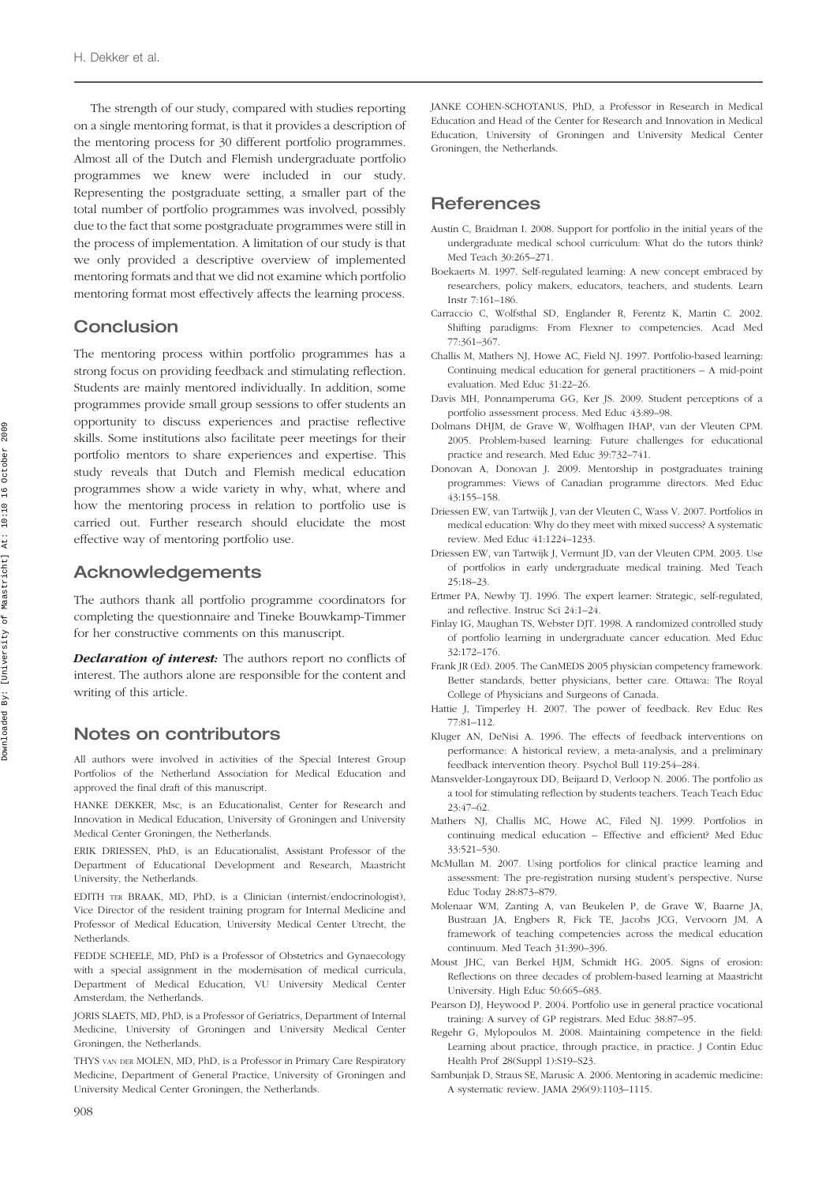The strength of our study, compared with studies reporting on a single mentoring format, is that it provides a description of the mentoring process for 30 different portfolio programmes. Almost all of the Dutch and Flemish undergraduate portfolio programmes we knew were included in our study. Representing the postgraduate setting, a smaller part of the total number of portfolio programmes was involved, possibly due to the fact that some postgraduate programmes were still in the process of implementation. A limitation of our study is that we only provided a descriptive overview of implemented mentoring formats and that we did not examine which portfolio mentoring format most effectively affects the learning process.

## Conclusion

The mentoring process within portfolio programmes has a strong focus on providing feedback and stimulating reflection. Students are mainly mentored individually. In addition, some programmes provide small group sessions to offer students an opportunity to discuss experiences and practise reflective skills. Some institutions also facilitate peer meetings for their portfolio mentors to share experiences and expertise. This study reveals that Dutch and Flemish medical education programmes show a wide variety in why, what, where and how the mentoring process in relation to portfolio use is carried out. Further research should elucidate the most effective way of mentoring portfolio use.

## Acknowledgements

The authors thank all portfolio programme coordinators for completing the questionnaire and Tineke Bouwkamp-Timmer for her constructive comments on this manuscript.

***Declaration of interest:*** The authors report no conflicts of interest. The authors alone are responsible for the content and writing of this article.

## Notes on contributors

All authors were involved in activities of the Special Interest Group Portfolios of the Netherland Association for Medical Education and approved the final draft of this manuscript.

HANKE DEKKER, Msc, is an Educationalist, Center for Research and Innovation in Medical Education, University of Groningen and University Medical Center Groningen, the Netherlands.

ERIK DRIESSEN, PhD, is an Educationalist, Assistant Professor of the Department of Educational Development and Research, Maastricht University, the Netherlands.

EDITH TER BRAAK, MD, PhD, is a Clinician (internist/endocrinologist), Vice Director of the resident training program for Internal Medicine and Professor of Medical Education, University Medical Center Utrecht, the Netherlands.

FEDDE SCHEELE, MD, PhD is a Professor of Obstetrics and Gynaecology with a special assignment in the modernisation of medical curricula, Department of Medical Education, VU University Medical Center Amsterdam, the Netherlands.

JORIS SLAETS, MD, PhD, is a Professor of Geriatrics, Department of Internal Medicine, University of Groningen and University Medical Center Groningen, the Netherlands.

THYS VAN DER MOLEN, MD, PhD, is a Professor in Primary Care Respiratory Medicine, Department of General Practice, University of Groningen and University Medical Center Groningen, the Netherlands.

JANKE COHEN-SCHOTANUS, PhD, a Professor in Research in Medical Education and Head of the Center for Research and Innovation in Medical Education, University of Groningen and University Medical Center Groningen, the Netherlands.

## References

Austin C, Braidman I. 2008. Support for portfolio in the initial years of the undergraduate medical school curriculum: What do the tutors think? Med Teach 30:265–271.

Boekaerts M. 1997. Self-regulated learning: A new concept embraced by researchers, policy makers, educators, teachers, and students. Learn Instr 7:161–186.

Carraccio C, Wolfsthal SD, Englander R, Ferentz K, Martin C. 2002. Shifting paradigms: From Flexner to competencies. Acad Med 77:361–367.

Challis M, Mathers NJ, Howe AC, Field NJ. 1997. Portfolio-based learning: Continuing medical education for general practitioners – A mid-point evaluation. Med Educ 31:22–26.

Davis MH, Ponnamperuma GG, Ker JS. 2009. Student perceptions of a portfolio assessment process. Med Educ 43:89–98.

Dolmans DHJM, de Grave W, Wolfhagen IHAP, van der Vleuten CPM. 2005. Problem-based learning: Future challenges for educational practice and research. Med Educ 39:732–741.

Donovan A, Donovan J. 2009. Mentorship in postgraduates training programmes: Views of Canadian programme directors. Med Educ 43:155–158.

Driessen EW, van Tartwijk J, van der Vleuten C, Wass V. 2007. Portfolios in medical education: Why do they meet with mixed success? A systematic review. Med Educ 41:1224–1233.

Driessen EW, van Tartwijk J, Vermunt JD, van der Vleuten CPM. 2003. Use of portfolios in early undergraduate medical training. Med Teach 25:18–23.

Ertmer PA, Newby TJ. 1996. The expert learner: Strategic, self-regulated, and reflective. Instruc Sci 24:1–24.

Finlay IG, Maughan TS, Webster DJT. 1998. A randomized controlled study of portfolio learning in undergraduate cancer education. Med Educ 32:172–176.

Frank JR (Ed). 2005. The CanMEDS 2005 physician competency framework. Better standards, better physicians, better care. Ottawa: The Royal College of Physicians and Surgeons of Canada.

Hattie J, Timperley H. 2007. The power of feedback. Rev Educ Res 77:81–112.

Kluger AN, DeNisi A. 1996. The effects of feedback interventions on performance: A historical review, a meta-analysis, and a preliminary feedback intervention theory. Psychol Bull 119:254–284.

Mansvelder-Longayroux DD, Beijaard D, Verloop N. 2006. The portfolio as a tool for stimulating reflection by students teachers. Teach Teach Educ 23:47–62.

Mathers NJ, Challis MC, Howe AC, Filed NJ. 1999. Portfolios in continuing medical education – Effective and efficient? Med Educ 33:521–530.

McMullan M. 2007. Using portfolios for clinical practice learning and assessment: The pre-registration nursing student's perspective. Nurse Educ Today 28:873–879.

Molenaar WM, Zanting A, van Beukelen P, de Grave W, Baarne JA, Bustraan JA, Engbers R, Fick TE, Jacobs JCG, Vervoorn JM. A framework of teaching competencies across the medical education continuum. Med Teach 31:390–396.

Moust JHC, van Berkel HJM, Schmidt HG. 2005. Signs of erosion: Reflections on three decades of problem-based learning at Maastricht University. High Educ 50:665–683.

Pearson DJ, Heywood P. 2004. Portfolio use in general practice vocational training: A survey of GP registrars. Med Educ 38:87–95.

Regehr G, Mylopoulos M. 2008. Maintaining competence in the field: Learning about practice, through practice, in practice. J Contin Educ Health Prof 28(Suppl 1):S19–S23.

Sambunjak D, Straus SE, Marusíc A. 2006. Mentoring in academic medicine: A systematic review. JAMA 296(9):1103–1115.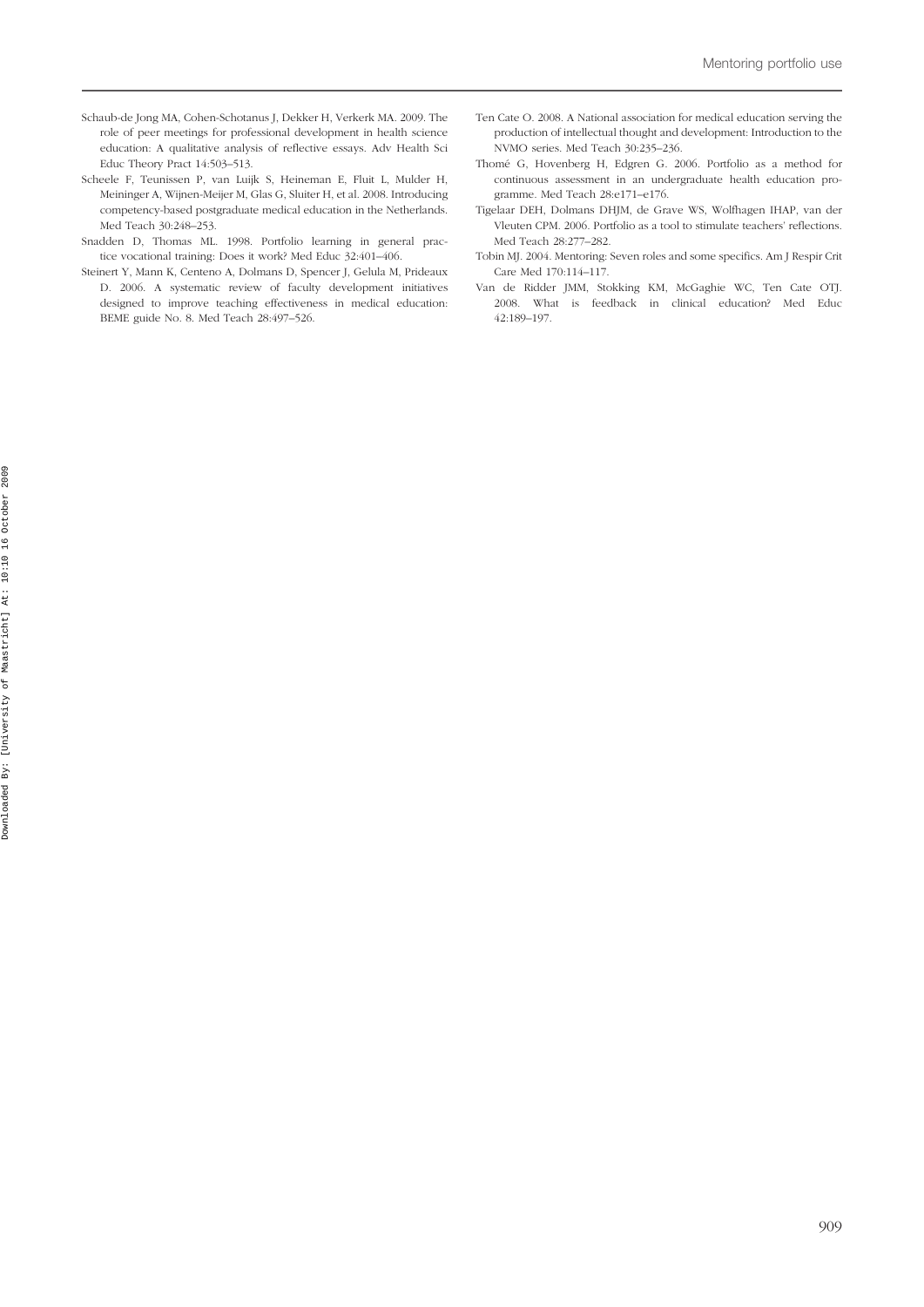Schaub-de Jong MA, Cohen-Schotanus J, Dekker H, Verkerk MA. 2009. The role of peer meetings for professional development in health science education: A qualitative analysis of reflective essays. Adv Health Sci Educ Theory Pract 14:503–513.

Scheele F, Teunissen P, van Luijk S, Heineman E, Fluit L, Mulder H, Meininger A, Wijnen-Meijer M, Glas G, Sluiter H, et al. 2008. Introducing competency-based postgraduate medical education in the Netherlands. Med Teach 30:248–253.

Snadden D, Thomas ML. 1998. Portfolio learning in general practice vocational training: Does it work? Med Educ 32:401–406.

Steinert Y, Mann K, Centeno A, Dolmans D, Spencer J, Gelula M, Prideaux D. 2006. A systematic review of faculty development initiatives designed to improve teaching effectiveness in medical education: BEME guide No. 8. Med Teach 28:497–526.

Ten Cate O. 2008. A National association for medical education serving the production of intellectual thought and development: Introduction to the NVMO series. Med Teach 30:235–236.

Thomé G, Hovenberg H, Edgren G. 2006. Portfolio as a method for continuous assessment in an undergraduate health education programme. Med Teach 28:e171–e176.

Tigelaar DEH, Dolmans DHJM, de Grave WS, Wolfhagen IHAP, van der Vleuten CPM. 2006. Portfolio as a tool to stimulate teachers' reflections. Med Teach 28:277–282.

Tobin MJ. 2004. Mentoring: Seven roles and some specifics. Am J Respir Crit Care Med 170:114–117.

Van de Ridder JMM, Stokking KM, McGaghie WC, Ten Cate OTJ. 2008. What is feedback in clinical education? Med Educ 42:189–197.